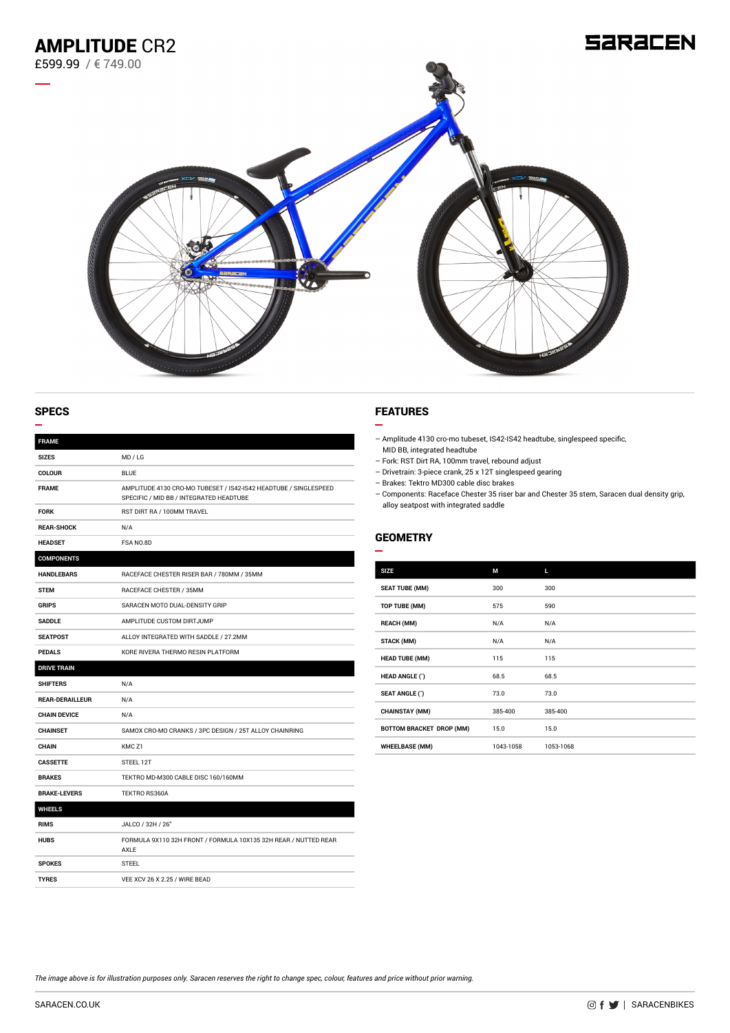# AMPLITUDE CR2

£599.99 / € 749.00

SARACEN

## SPECS

| FRAME | |
|---|---|
| SIZES | MD / LG |
| COLOUR | BLUE |
| FRAME | AMPLITUDE 4130 CRO-MO TUBESET / IS42-IS42 HEADTUBE / SINGLESPEED SPECIFIC / MID BB / INTEGRATED HEADTUBE |
| FORK | RST DIRT RA / 100MM TRAVEL |
| REAR-SHOCK | N/A |
| HEADSET | FSA NO.8D |
| **COMPONENTS** | |
| HANDLEBARS | RACEFACE CHESTER RISER BAR / 780MM / 35MM |
| STEM | RACEFACE CHESTER / 35MM |
| GRIPS | SARACEN MOTO DUAL-DENSITY GRIP |
| SADDLE | AMPLITUDE CUSTOM DIRTJUMP |
| SEATPOST | ALLOY INTEGRATED WITH SADDLE / 27.2MM |
| PEDALS | KORE RIVERA THERMO RESIN PLATFORM |
| **DRIVE TRAIN** | |
| SHIFTERS | N/A |
| REAR-DERAILLEUR | N/A |
| CHAIN DEVICE | N/A |
| CHAINSET | SAMOX CRO-MO CRANKS / 3PC DESIGN / 25T ALLOY CHAINRING |
| CHAIN | KMC Z1 |
| CASSETTE | STEEL 12T |
| BRAKES | TEKTRO MD-M300 CABLE DISC 160/160MM |
| BRAKE-LEVERS | TEKTRO RS360A |
| **WHEELS** | |
| RIMS | JALCO / 32H / 26" |
| HUBS | FORMULA 9X110 32H FRONT / FORMULA 10X135 32H REAR / NUTTED REAR AXLE |
| SPOKES | STEEL |
| TYRES | VEE XCV 26 X 2.25 / WIRE BEAD |

## FEATURES

- Amplitude 4130 cro-mo tubeset, IS42-IS42 headtube, singlespeed specific, MID BB, integrated headtube
- Fork: RST Dirt RA, 100mm travel, rebound adjust
- Drivetrain: 3-piece crank, 25 x 12T singlespeed gearing
- Brakes: Tektro MD300 cable disc brakes
- Components: Raceface Chester 35 riser bar and Chester 35 stem, Saracen dual density grip, alloy seatpost with integrated saddle

## GEOMETRY

| SIZE | M | L |
|---|---|---|
| SEAT TUBE (MM) | 300 | 300 |
| TOP TUBE (MM) | 575 | 590 |
| REACH (MM) | N/A | N/A |
| STACK (MM) | N/A | N/A |
| HEAD TUBE (MM) | 115 | 115 |
| HEAD ANGLE (°) | 68.5 | 68.5 |
| SEAT ANGLE (°) | 73.0 | 73.0 |
| CHAINSTAY (MM) | 385-400 | 385-400 |
| BOTTOM BRACKET DROP (MM) | 15.0 | 15.0 |
| WHEELBASE (MM) | 1043-1058 | 1053-1068 |

*The image above is for illustration purposes only. Saracen reserves the right to change spec, colour, features and price without prior warning.*

SARACEN.CO.UK | SARACENBIKES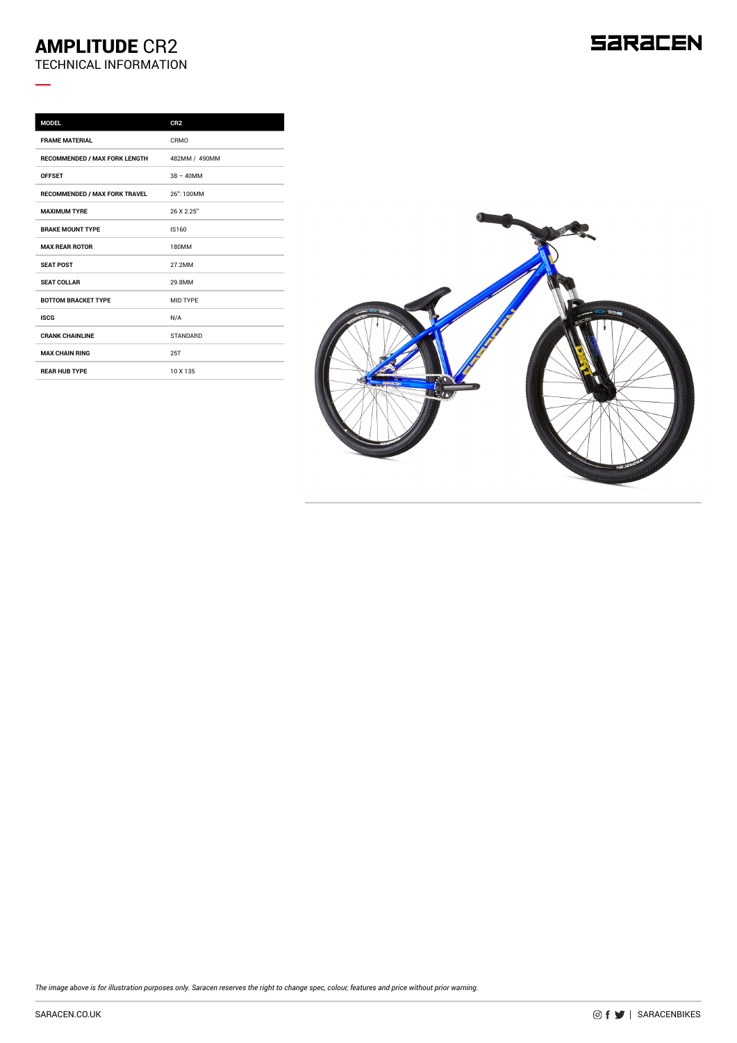# **AMPLITUDE** CR2

TECHNICAL INFORMATION

SARACEN

| MODEL | CR2 |
|---|---|
| FRAME MATERIAL | CRMO |
| RECOMMENDED / MAX FORK LENGTH | 482MM / 490MM |
| OFFSET | 38 – 40MM |
| RECOMMENDED / MAX FORK TRAVEL | 26": 100MM |
| MAXIMUM TYRE | 26 X 2.25" |
| BRAKE MOUNT TYPE | IS160 |
| MAX REAR ROTOR | 180MM |
| SEAT POST | 27.2MM |
| SEAT COLLAR | 29.8MM |
| BOTTOM BRACKET TYPE | MID TYPE |
| ISCG | N/A |
| CRANK CHAINLINE | STANDARD |
| MAX CHAIN RING | 25T |
| REAR HUB TYPE | 10 X 135 |

*The image above is for illustration purposes only. Saracen reserves the right to change spec, colour, features and price without prior warning.*

SARACEN.CO.UK

SARACENBIKES